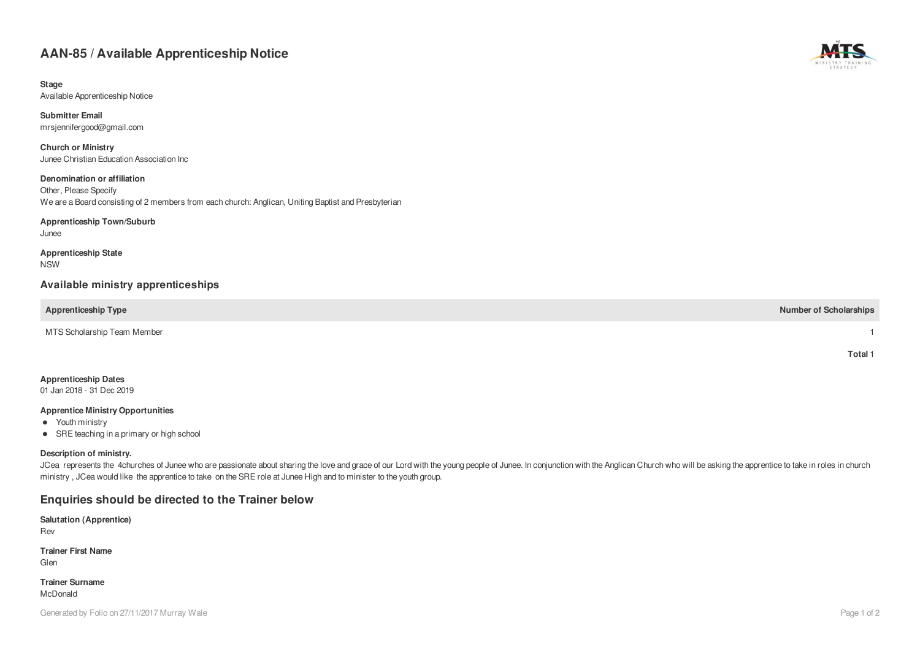# AAN-85 / Available Apprenticeship Notice

**Stage**
Available Apprenticeship Notice

**Submitter Email**
mrsjennifergood@gmail.com

**Church or Ministry**
Junee Christian Education Association Inc

**Denomination or affiliation**
Other, Please Specify
We are a Board consisting of 2 members from each church: Anglican, Uniting Baptist and Presbyterian

**Apprenticeship Town/Suburb**
Junee

**Apprenticeship State**
NSW

## Available ministry apprenticeships

| Apprenticeship Type | Number of Scholarships |
|---|---|
| MTS Scholarship Team Member | 1 |
| | **Total** 1 |

**Apprenticeship Dates**
01 Jan 2018 - 31 Dec 2019

**Apprentice Ministry Opportunities**

- Youth ministry
- SRE teaching in a primary or high school

**Description of ministry.**
JCea represents the 4churches of Junee who are passionate about sharing the love and grace of our Lord with the young people of Junee. In conjunction with the Anglican Church who will be asking the apprentice to take in roles in church ministry , JCea would like the apprentice to take on the SRE role at Junee High and to minister to the youth group.

## Enquiries should be directed to the Trainer below

**Salutation (Apprentice)**
Rev

**Trainer First Name**
Glen

**Trainer Surname**
McDonald

Generated by Folio on 27/11/2017 Murray Wale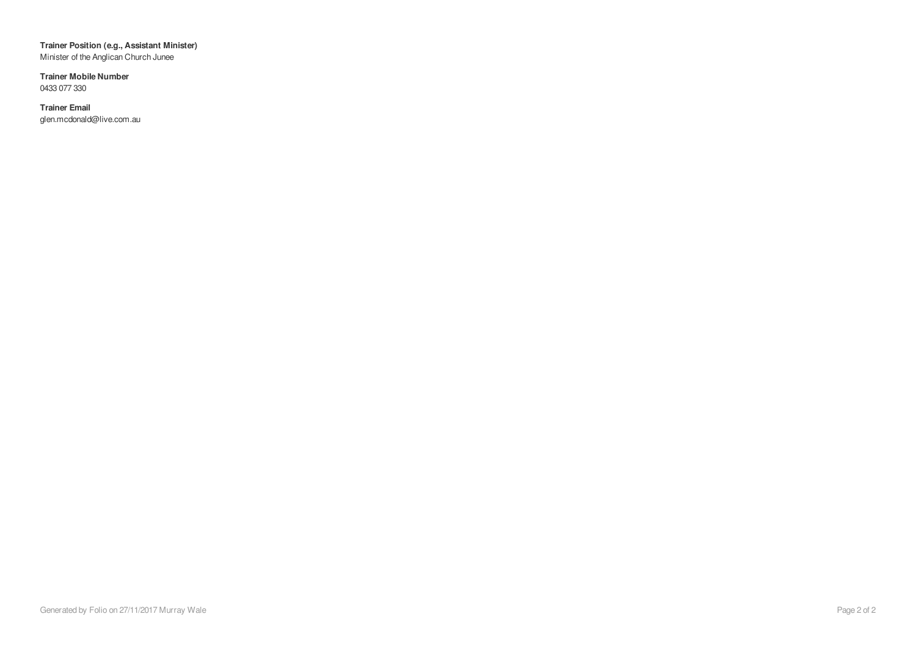**Trainer Position (e.g., Assistant Minister)**
Minister of the Anglican Church Junee

**Trainer Mobile Number**
0433 077 330

**Trainer Email**
glen.mcdonald@live.com.au